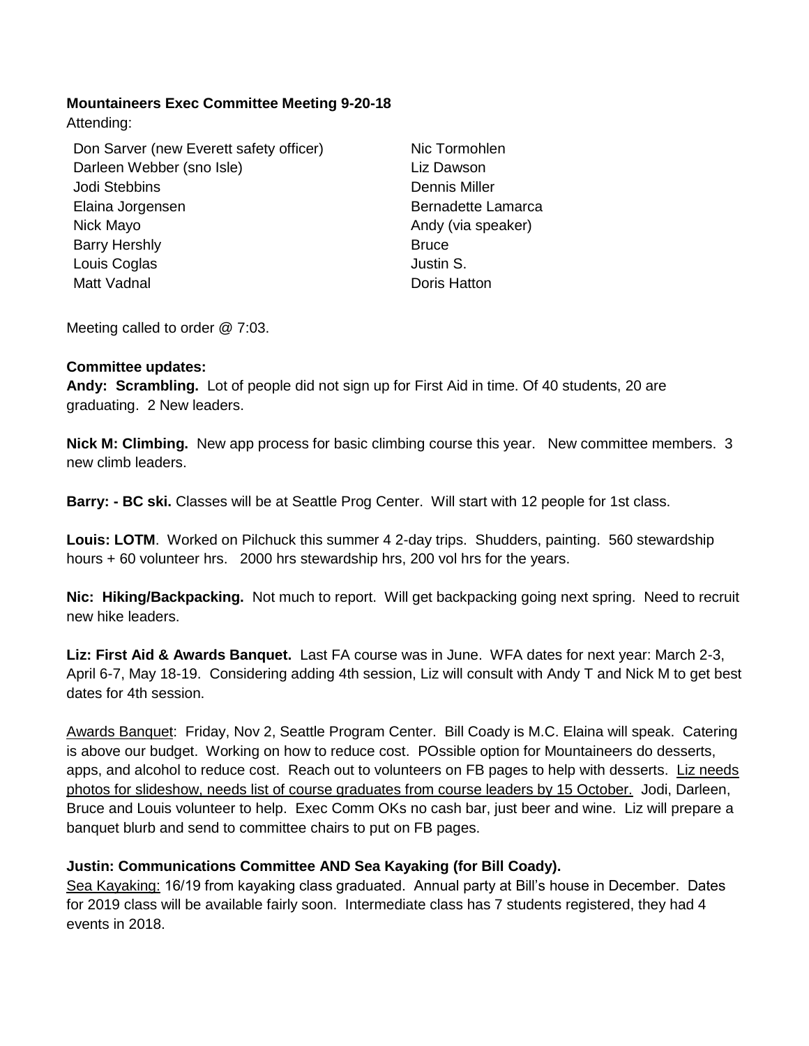**Mountaineers Exec Committee Meeting 9-20-18**

Attending:

Don Sarver (new Everett safety officer)
Darleen Webber (sno Isle)
Jodi Stebbins
Elaina Jorgensen
Nick Mayo
Barry Hershly
Louis Coglas
Matt Vadnal
Nic Tormohlen
Liz Dawson
Dennis Miller
Bernadette Lamarca
Andy (via speaker)
Bruce
Justin S.
Doris Hatton

Meeting called to order @ 7:03.

**Committee updates:**

**Andy: Scrambling.** Lot of people did not sign up for First Aid in time. Of 40 students, 20 are graduating. 2 New leaders.

**Nick M: Climbing.** New app process for basic climbing course this year. New committee members. 3 new climb leaders.

**Barry: - BC ski.** Classes will be at Seattle Prog Center. Will start with 12 people for 1st class.

**Louis: LOTM**. Worked on Pilchuck this summer 4 2-day trips. Shudders, painting. 560 stewardship hours + 60 volunteer hrs. 2000 hrs stewardship hrs, 200 vol hrs for the years.

**Nic: Hiking/Backpacking.** Not much to report. Will get backpacking going next spring. Need to recruit new hike leaders.

**Liz: First Aid & Awards Banquet.** Last FA course was in June. WFA dates for next year: March 2-3, April 6-7, May 18-19. Considering adding 4th session, Liz will consult with Andy T and Nick M to get best dates for 4th session.

Awards Banquet: Friday, Nov 2, Seattle Program Center. Bill Coady is M.C. Elaina will speak. Catering is above our budget. Working on how to reduce cost. POssible option for Mountaineers do desserts, apps, and alcohol to reduce cost. Reach out to volunteers on FB pages to help with desserts. Liz needs photos for slideshow, needs list of course graduates from course leaders by 15 October. Jodi, Darleen, Bruce and Louis volunteer to help. Exec Comm OKs no cash bar, just beer and wine. Liz will prepare a banquet blurb and send to committee chairs to put on FB pages.

**Justin: Communications Committee AND Sea Kayaking (for Bill Coady).**

Sea Kayaking: 16/19 from kayaking class graduated. Annual party at Bill's house in December. Dates for 2019 class will be available fairly soon. Intermediate class has 7 students registered, they had 4 events in 2018.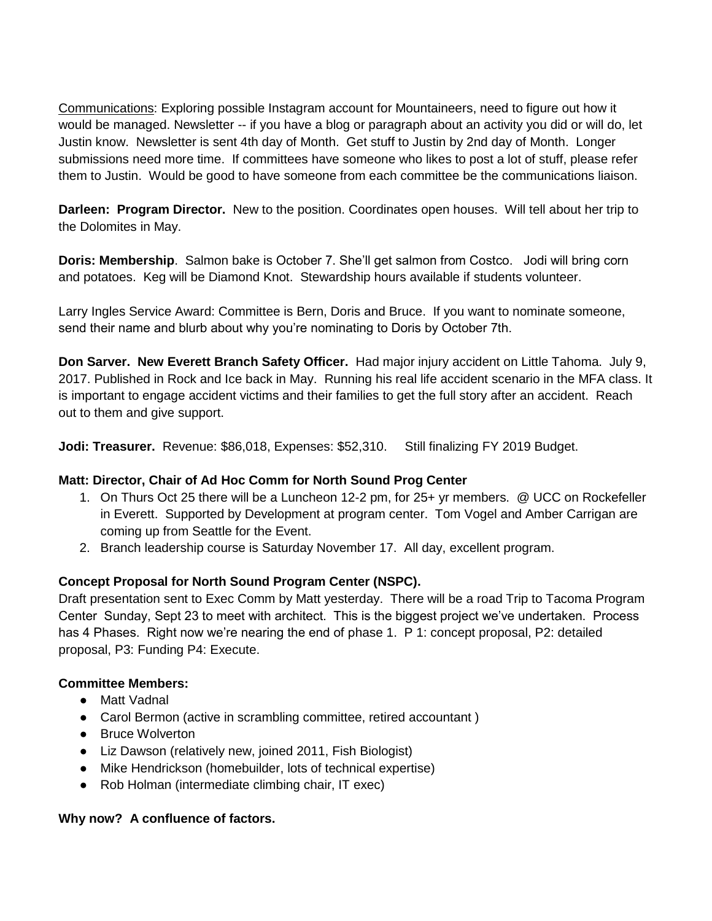Communications: Exploring possible Instagram account for Mountaineers, need to figure out how it would be managed. Newsletter -- if you have a blog or paragraph about an activity you did or will do, let Justin know. Newsletter is sent 4th day of Month. Get stuff to Justin by 2nd day of Month. Longer submissions need more time. If committees have someone who likes to post a lot of stuff, please refer them to Justin. Would be good to have someone from each committee be the communications liaison.

**Darleen: Program Director.** New to the position. Coordinates open houses. Will tell about her trip to the Dolomites in May.

**Doris: Membership**. Salmon bake is October 7. She'll get salmon from Costco. Jodi will bring corn and potatoes. Keg will be Diamond Knot. Stewardship hours available if students volunteer.

Larry Ingles Service Award: Committee is Bern, Doris and Bruce. If you want to nominate someone, send their name and blurb about why you're nominating to Doris by October 7th.

**Don Sarver. New Everett Branch Safety Officer.** Had major injury accident on Little Tahoma. July 9, 2017. Published in Rock and Ice back in May. Running his real life accident scenario in the MFA class. It is important to engage accident victims and their families to get the full story after an accident. Reach out to them and give support.

**Jodi: Treasurer.** Revenue: $86,018, Expenses: $52,310. Still finalizing FY 2019 Budget.

**Matt: Director, Chair of Ad Hoc Comm for North Sound Prog Center**

1. On Thurs Oct 25 there will be a Luncheon 12-2 pm, for 25+ yr members. @ UCC on Rockefeller in Everett. Supported by Development at program center. Tom Vogel and Amber Carrigan are coming up from Seattle for the Event.
2. Branch leadership course is Saturday November 17. All day, excellent program.

**Concept Proposal for North Sound Program Center (NSPC).**

Draft presentation sent to Exec Comm by Matt yesterday. There will be a road Trip to Tacoma Program Center Sunday, Sept 23 to meet with architect. This is the biggest project we've undertaken. Process has 4 Phases. Right now we're nearing the end of phase 1. P 1: concept proposal, P2: detailed proposal, P3: Funding P4: Execute.

**Committee Members:**

- Matt Vadnal
- Carol Bermon (active in scrambling committee, retired accountant )
- Bruce Wolverton
- Liz Dawson (relatively new, joined 2011, Fish Biologist)
- Mike Hendrickson (homebuilder, lots of technical expertise)
- Rob Holman (intermediate climbing chair, IT exec)

**Why now? A confluence of factors.**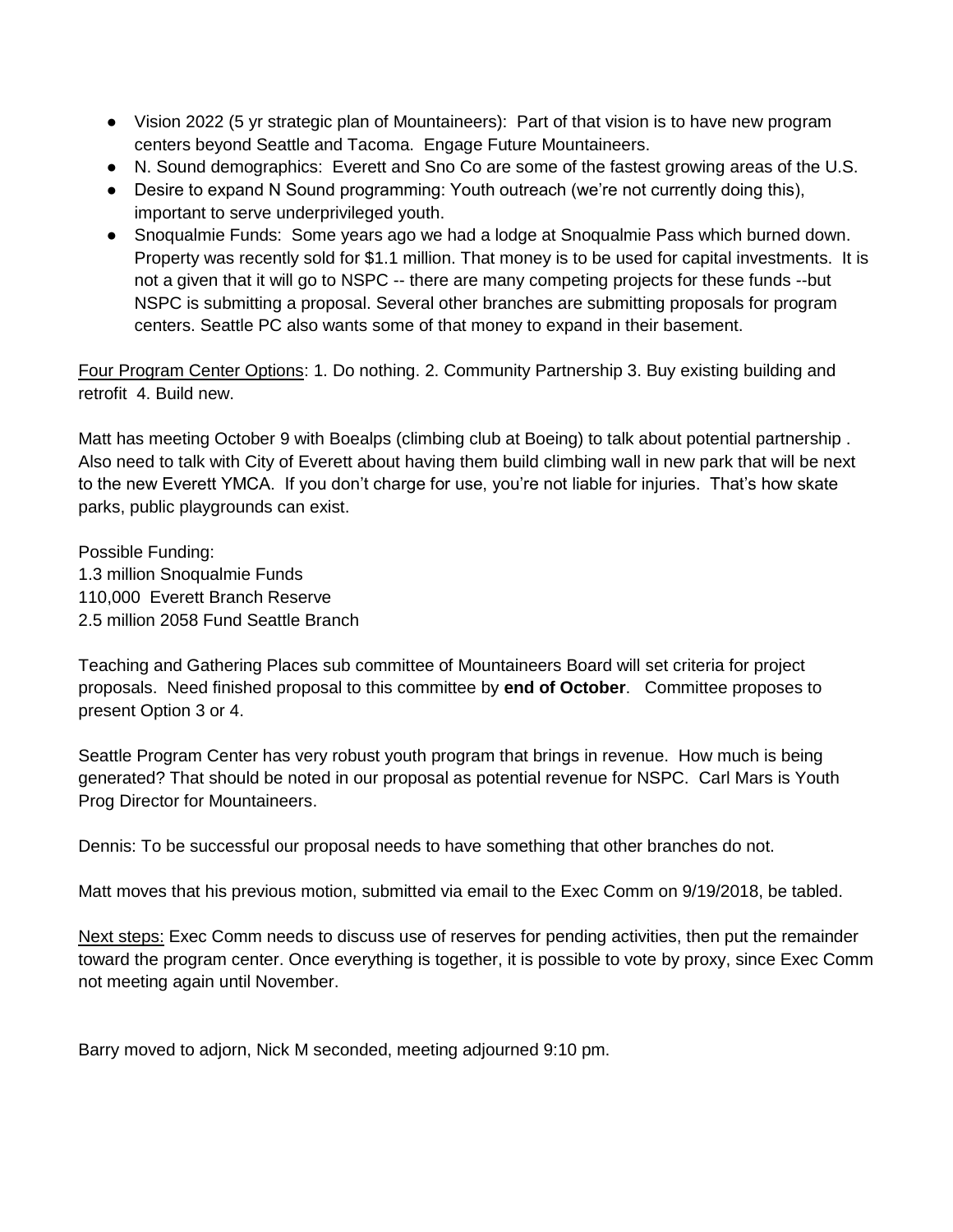- Vision 2022 (5 yr strategic plan of Mountaineers): Part of that vision is to have new program centers beyond Seattle and Tacoma. Engage Future Mountaineers.
- N. Sound demographics: Everett and Sno Co are some of the fastest growing areas of the U.S.
- Desire to expand N Sound programming: Youth outreach (we're not currently doing this), important to serve underprivileged youth.
- Snoqualmie Funds: Some years ago we had a lodge at Snoqualmie Pass which burned down. Property was recently sold for $1.1 million. That money is to be used for capital investments. It is not a given that it will go to NSPC -- there are many competing projects for these funds --but NSPC is submitting a proposal. Several other branches are submitting proposals for program centers. Seattle PC also wants some of that money to expand in their basement.

<u>Four Program Center Options</u>: 1. Do nothing. 2. Community Partnership 3. Buy existing building and retrofit 4. Build new.

Matt has meeting October 9 with Boealps (climbing club at Boeing) to talk about potential partnership . Also need to talk with City of Everett about having them build climbing wall in new park that will be next to the new Everett YMCA. If you don't charge for use, you're not liable for injuries. That's how skate parks, public playgrounds can exist.

Possible Funding:
1.3 million Snoqualmie Funds
110,000 Everett Branch Reserve
2.5 million 2058 Fund Seattle Branch

Teaching and Gathering Places sub committee of Mountaineers Board will set criteria for project proposals. Need finished proposal to this committee by **end of October**. Committee proposes to present Option 3 or 4.

Seattle Program Center has very robust youth program that brings in revenue. How much is being generated? That should be noted in our proposal as potential revenue for NSPC. Carl Mars is Youth Prog Director for Mountaineers.

Dennis: To be successful our proposal needs to have something that other branches do not.

Matt moves that his previous motion, submitted via email to the Exec Comm on 9/19/2018, be tabled.

<u>Next steps:</u> Exec Comm needs to discuss use of reserves for pending activities, then put the remainder toward the program center. Once everything is together, it is possible to vote by proxy, since Exec Comm not meeting again until November.

Barry moved to adjorn, Nick M seconded, meeting adjourned 9:10 pm.